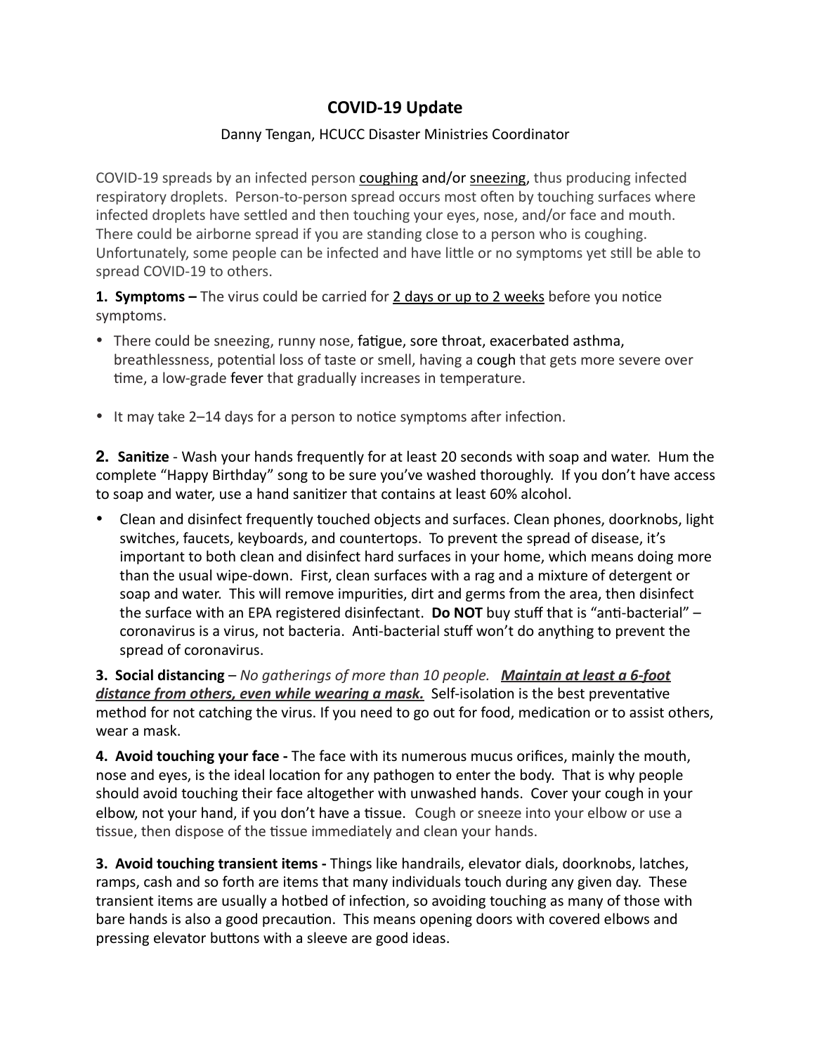# COVID-19 Update

Danny Tengan, HCUCC Disaster Ministries Coordinator

COVID-19 spreads by an infected person <u>coughing</u> and/or <u>sneezing</u>, thus producing infected respiratory droplets. Person-to-person spread occurs most often by touching surfaces where infected droplets have settled and then touching your eyes, nose, and/or face and mouth. There could be airborne spread if you are standing close to a person who is coughing. Unfortunately, some people can be infected and have little or no symptoms yet still be able to spread COVID-19 to others.

**1. Symptoms –** The virus could be carried for <u>2 days or up to 2 weeks</u> before you notice symptoms.

- There could be sneezing, runny nose, fatigue, sore throat, exacerbated asthma, breathlessness, potential loss of taste or smell, having a cough that gets more severe over time, a low-grade fever that gradually increases in temperature.
- It may take 2–14 days for a person to notice symptoms after infection.

**2. Sanitize** - Wash your hands frequently for at least 20 seconds with soap and water. Hum the complete "Happy Birthday" song to be sure you've washed thoroughly. If you don't have access to soap and water, use a hand sanitizer that contains at least 60% alcohol.

- Clean and disinfect frequently touched objects and surfaces. Clean phones, doorknobs, light switches, faucets, keyboards, and countertops. To prevent the spread of disease, it's important to both clean and disinfect hard surfaces in your home, which means doing more than the usual wipe-down. First, clean surfaces with a rag and a mixture of detergent or soap and water. This will remove impurities, dirt and germs from the area, then disinfect the surface with an EPA registered disinfectant. **Do NOT** buy stuff that is "anti-bacterial" – coronavirus is a virus, not bacteria. Anti-bacterial stuff won't do anything to prevent the spread of coronavirus.

**3. Social distancing** – *No gatherings of more than 10 people.* ***<u>Maintain at least a 6-foot distance from others, even while wearing a mask.</u>*** Self-isolation is the best preventative method for not catching the virus. If you need to go out for food, medication or to assist others, wear a mask.

**4. Avoid touching your face -** The face with its numerous mucus orifices, mainly the mouth, nose and eyes, is the ideal location for any pathogen to enter the body. That is why people should avoid touching their face altogether with unwashed hands. Cover your cough in your elbow, not your hand, if you don't have a tissue. Cough or sneeze into your elbow or use a tissue, then dispose of the tissue immediately and clean your hands.

**3. Avoid touching transient items -** Things like handrails, elevator dials, doorknobs, latches, ramps, cash and so forth are items that many individuals touch during any given day. These transient items are usually a hotbed of infection, so avoiding touching as many of those with bare hands is also a good precaution. This means opening doors with covered elbows and pressing elevator buttons with a sleeve are good ideas.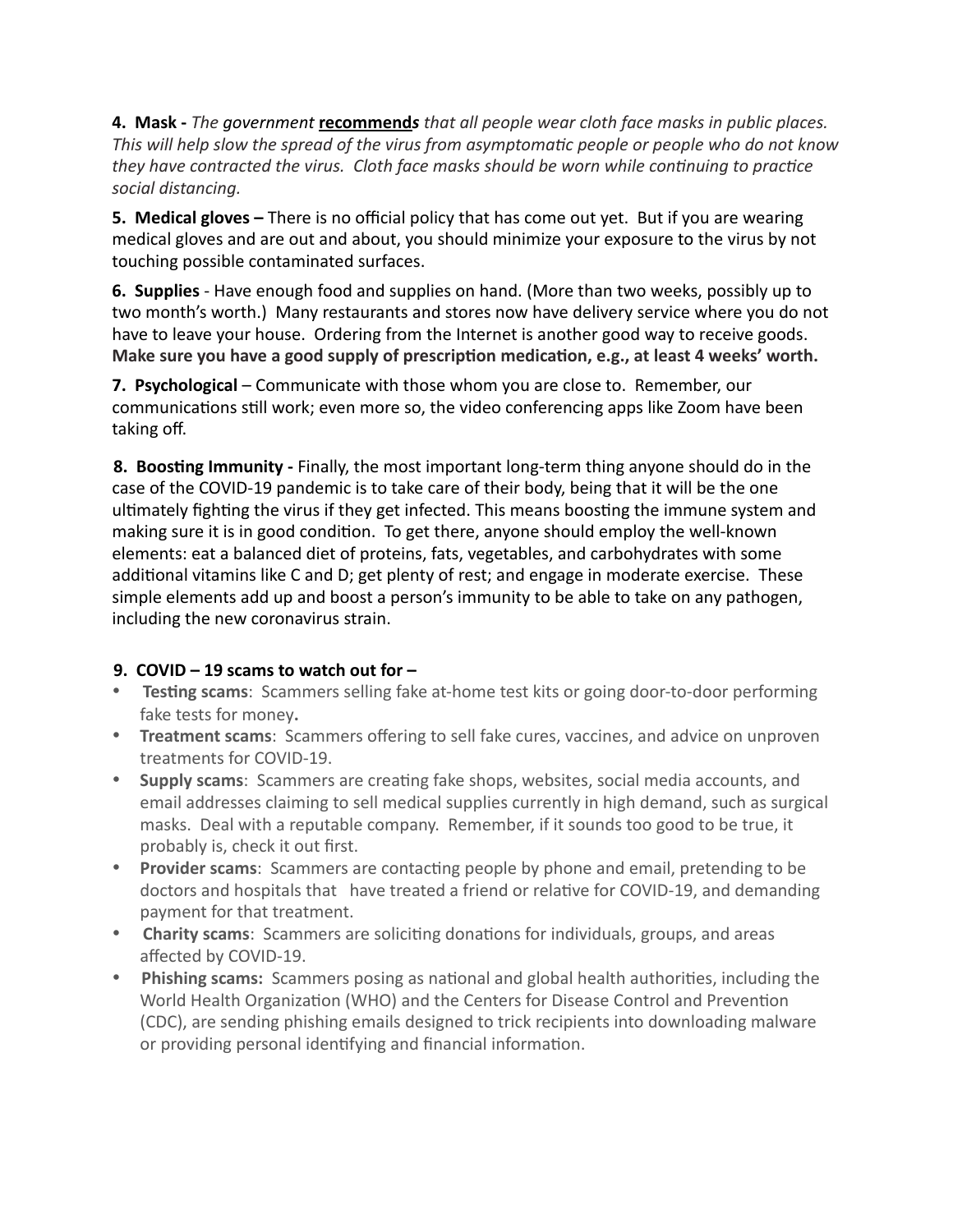**4. Mask -** *The government* ***recommends*** *that all people wear cloth face masks in public places. This will help slow the spread of the virus from asymptomatic people or people who do not know they have contracted the virus. Cloth face masks should be worn while continuing to practice social distancing.*

**5. Medical gloves –** There is no official policy that has come out yet. But if you are wearing medical gloves and are out and about, you should minimize your exposure to the virus by not touching possible contaminated surfaces.

**6. Supplies** - Have enough food and supplies on hand. (More than two weeks, possibly up to two month's worth.) Many restaurants and stores now have delivery service where you do not have to leave your house. Ordering from the Internet is another good way to receive goods. **Make sure you have a good supply of prescription medication, e.g., at least 4 weeks' worth.**

**7. Psychological** – Communicate with those whom you are close to. Remember, our communications still work; even more so, the video conferencing apps like Zoom have been taking off.

**8. Boosting Immunity -** Finally, the most important long-term thing anyone should do in the case of the COVID-19 pandemic is to take care of their body, being that it will be the one ultimately fighting the virus if they get infected. This means boosting the immune system and making sure it is in good condition. To get there, anyone should employ the well-known elements: eat a balanced diet of proteins, fats, vegetables, and carbohydrates with some additional vitamins like C and D; get plenty of rest; and engage in moderate exercise. These simple elements add up and boost a person's immunity to be able to take on any pathogen, including the new coronavirus strain.

**9. COVID – 19 scams to watch out for –**

- **Testing scams**: Scammers selling fake at-home test kits or going door-to-door performing fake tests for money**.**
- **Treatment scams**: Scammers offering to sell fake cures, vaccines, and advice on unproven treatments for COVID-19.
- **Supply scams**: Scammers are creating fake shops, websites, social media accounts, and email addresses claiming to sell medical supplies currently in high demand, such as surgical masks. Deal with a reputable company. Remember, if it sounds too good to be true, it probably is, check it out first.
- **Provider scams**: Scammers are contacting people by phone and email, pretending to be doctors and hospitals that have treated a friend or relative for COVID-19, and demanding payment for that treatment.
- **Charity scams**: Scammers are soliciting donations for individuals, groups, and areas affected by COVID-19.
- **Phishing scams:** Scammers posing as national and global health authorities, including the World Health Organization (WHO) and the Centers for Disease Control and Prevention (CDC), are sending phishing emails designed to trick recipients into downloading malware or providing personal identifying and financial information.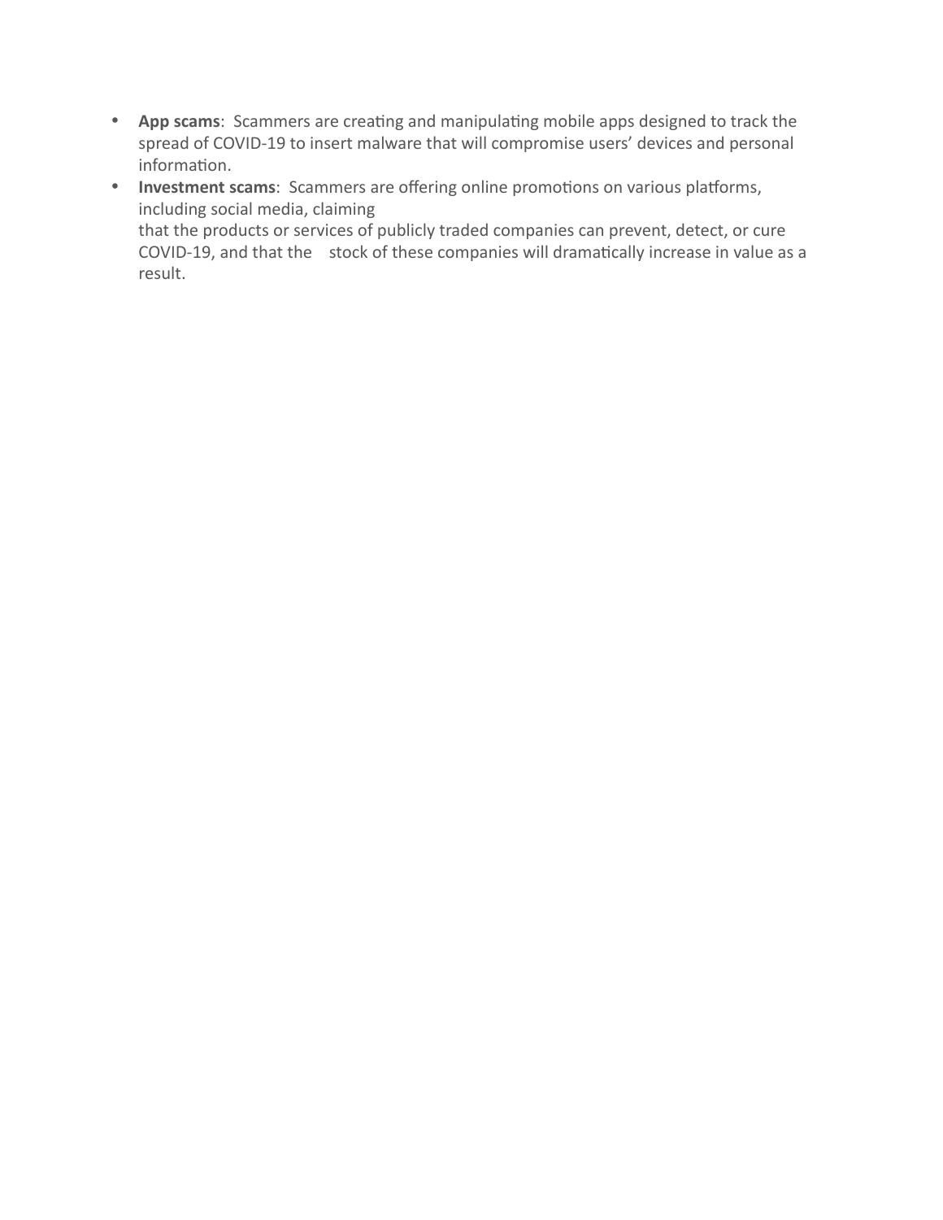- **App scams**: Scammers are creating and manipulating mobile apps designed to track the spread of COVID-19 to insert malware that will compromise users' devices and personal information.
- **Investment scams**: Scammers are offering online promotions on various platforms, including social media, claiming that the products or services of publicly traded companies can prevent, detect, or cure COVID-19, and that the stock of these companies will dramatically increase in value as a result.